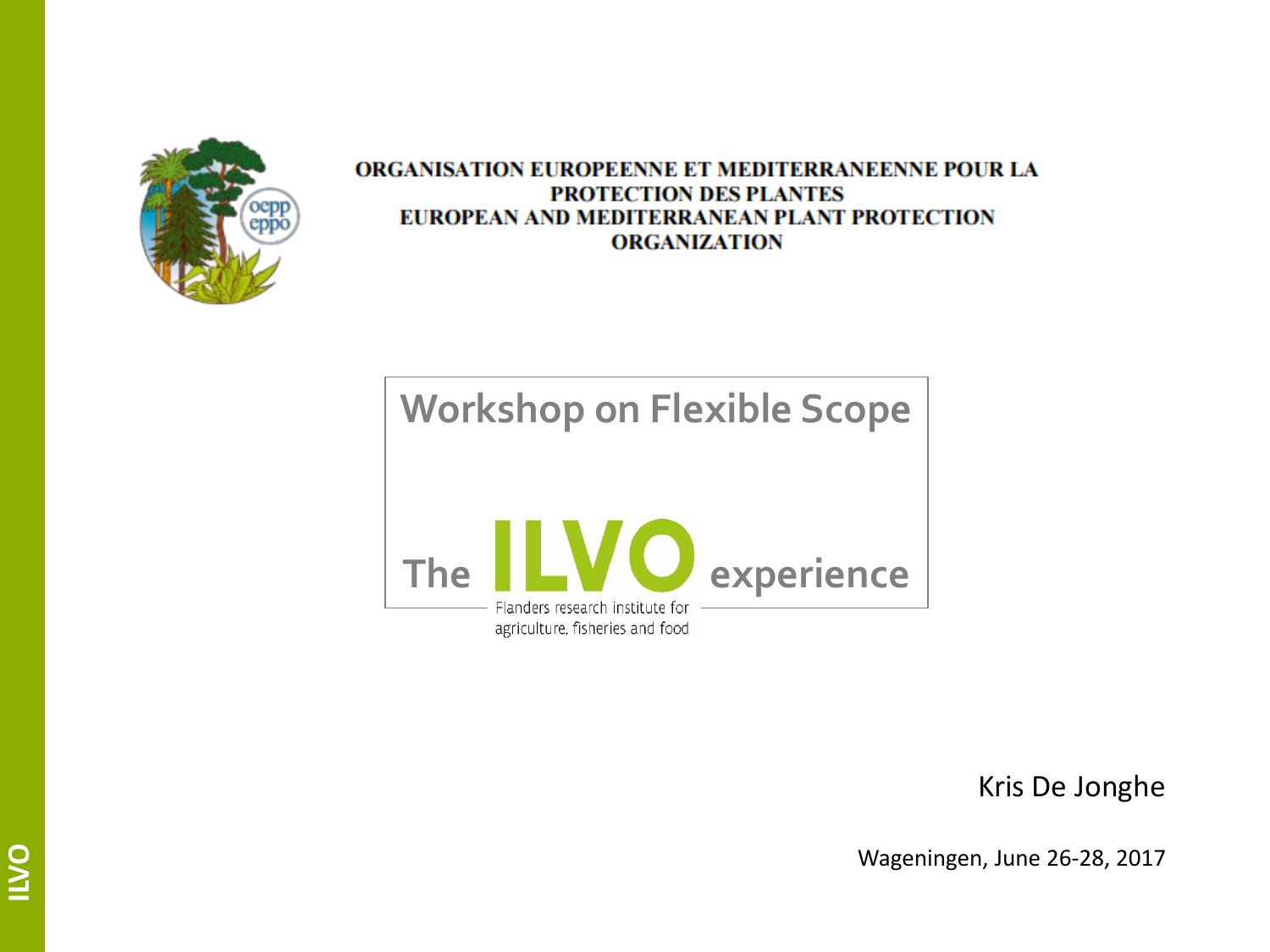ORGANISATION EUROPEENNE ET MEDITERRANEENNE POUR LA PROTECTION DES PLANTES
EUROPEAN AND MEDITERRANEAN PLANT PROTECTION ORGANIZATION

# Workshop on Flexible Scope

## The ILVO experience

Flanders research institute for agriculture, fisheries and food

Kris De Jonghe

Wageningen, June 26-28, 2017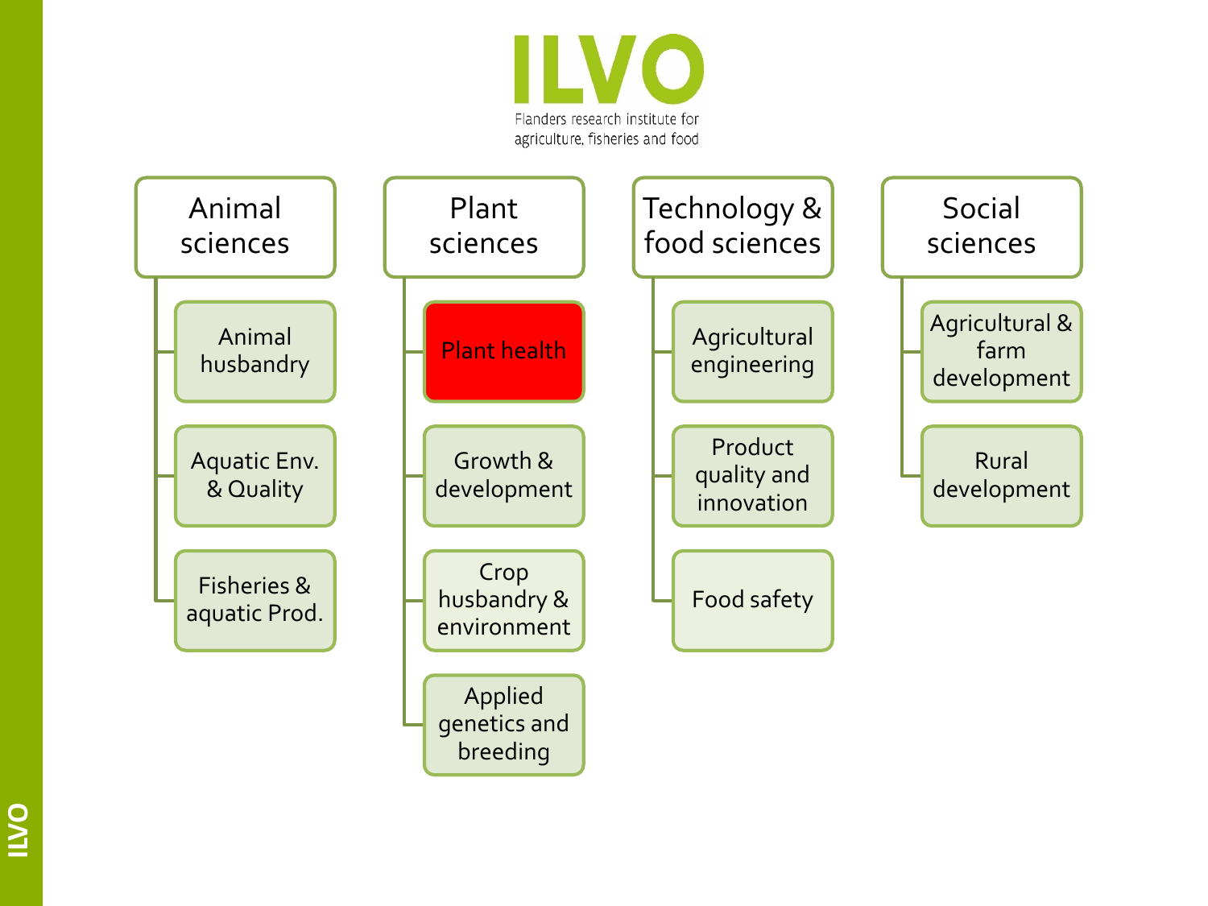# ILVO

Flanders research institute for agriculture, fisheries and food

- **Animal sciences**
  - Animal husbandry
  - Aquatic Env. & Quality
  - Fisheries & aquatic Prod.
- **Plant sciences**
  - Plant health
  - Growth & development
  - Crop husbandry & environment
  - Applied genetics and breeding
- **Technology & food sciences**
  - Agricultural engineering
  - Product quality and innovation
  - Food safety
- **Social sciences**
  - Agricultural & farm development
  - Rural development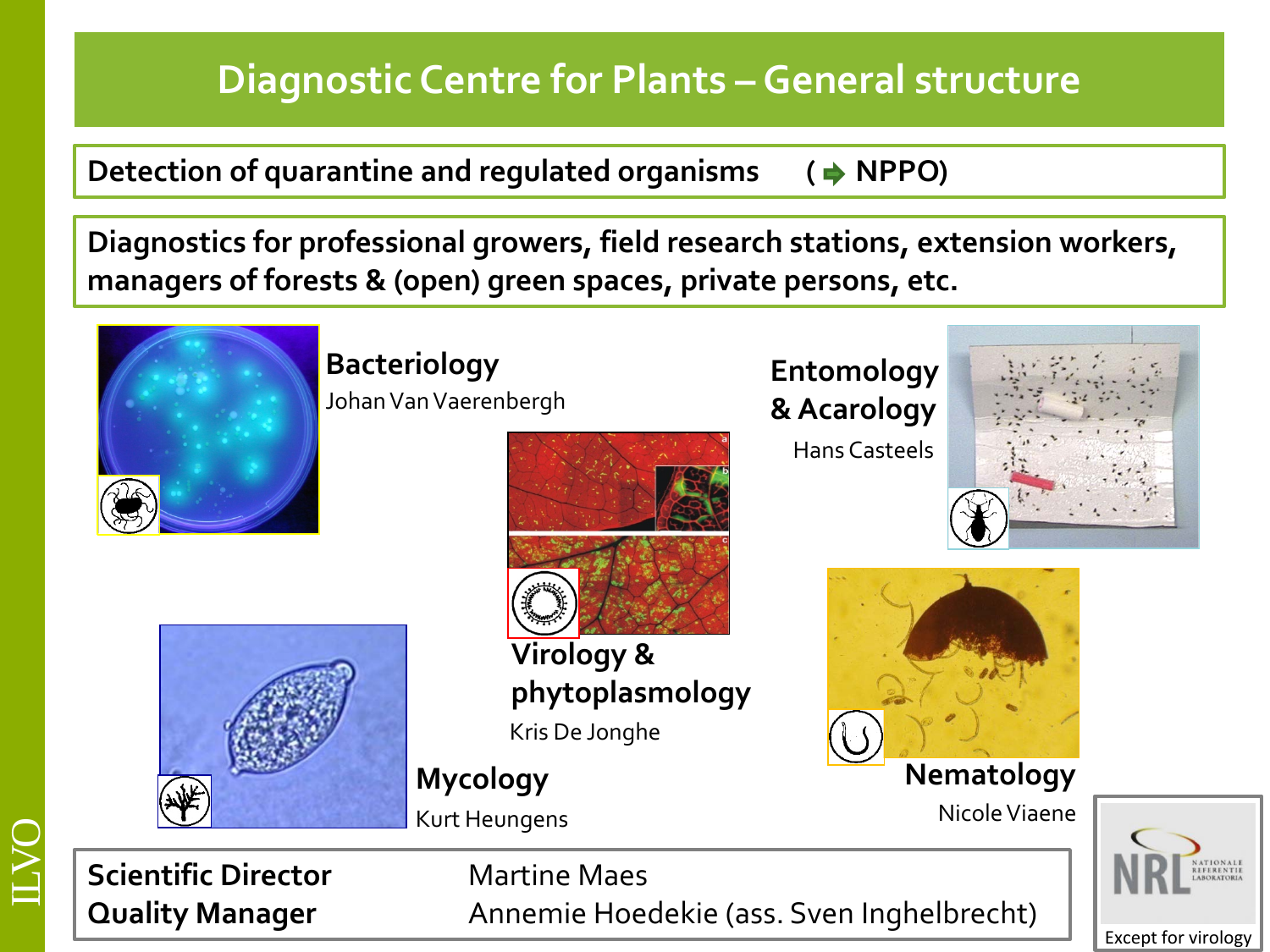# Diagnostic Centre for Plants – General structure

**Detection of quarantine and regulated organisms ( ➡ NPPO)**

**Diagnostics for professional growers, field research stations, extension workers, managers of forests & (open) green spaces, private persons, etc.**

**Bacteriology**
Johan Van Vaerenbergh

**Entomology & Acarology**
Hans Casteels

**Virology & phytoplasmology**
Kris De Jonghe

**Mycology**
Kurt Heungens

**Nematology**
Nicole Viaene

| | |
|---|---|
| **Scientific Director** | Martine Maes |
| **Quality Manager** | Annemie Hoedekie (ass. Sven Inghelbrecht) |

NRL NATIONALE REFERENTIE LABORATORIA

Except for virology

ILVO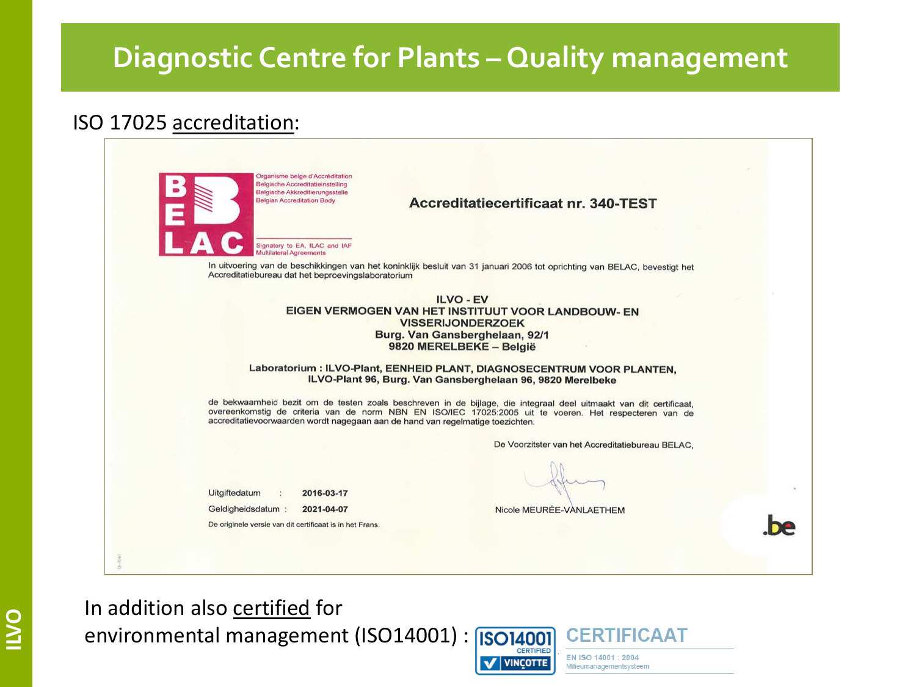# Diagnostic Centre for Plants – Quality management

ISO 17025 accreditation:

BELAC

Organisme belge d'Accréditation
Belgische Accreditatieinstelling
Belgische Akkreditierungsstelle
Belgian Accreditation Body

Signatory to EA, ILAC and IAF Multilateral Agreements

**Accreditatiecertificaat nr. 340-TEST**

In uitvoering van de beschikkingen van het koninklijk besluit van 31 januari 2006 tot oprichting van BELAC, bevestigt het Accreditatiebureau dat het beproevingslaboratorium

**ILVO - EV**
**EIGEN VERMOGEN VAN HET INSTITUUT VOOR LANDBOUW- EN VISSERIJONDERZOEK**
**Burg. Van Gansberghelaan, 92/1**
**9820 MERELBEKE – België**

**Laboratorium : ILVO-Plant, EENHEID PLANT, DIAGNOSECENTRUM VOOR PLANTEN, ILVO-Plant 96, Burg. Van Gansberghelaan 96, 9820 Merelbeke**

de bekwaamheid bezit om de testen zoals beschreven in de bijlage, die integraal deel uitmaakt van dit certificaat, overeenkomstig de criteria van de norm NBN EN ISO/IEC 17025:2005 uit te voeren. Het respecteren van de accreditatievoorwaarden wordt nagegaan aan de hand van regelmatige toezichten.

De Voorzitster van het Accreditatiebureau BELAC,

Uitgiftedatum : **2016-03-17**
Geldigheidsdatum : **2021-04-07**

Nicole MEURÉE-VANLAETHEM

De originele versie van dit certificaat is in het Frans.

.be

In addition also certified for environmental management (ISO14001) :

ISO14001 CERTIFIED VINÇOTTE

CERTIFICAAT
EN ISO 14001 : 2004
Milieumanagementsysteem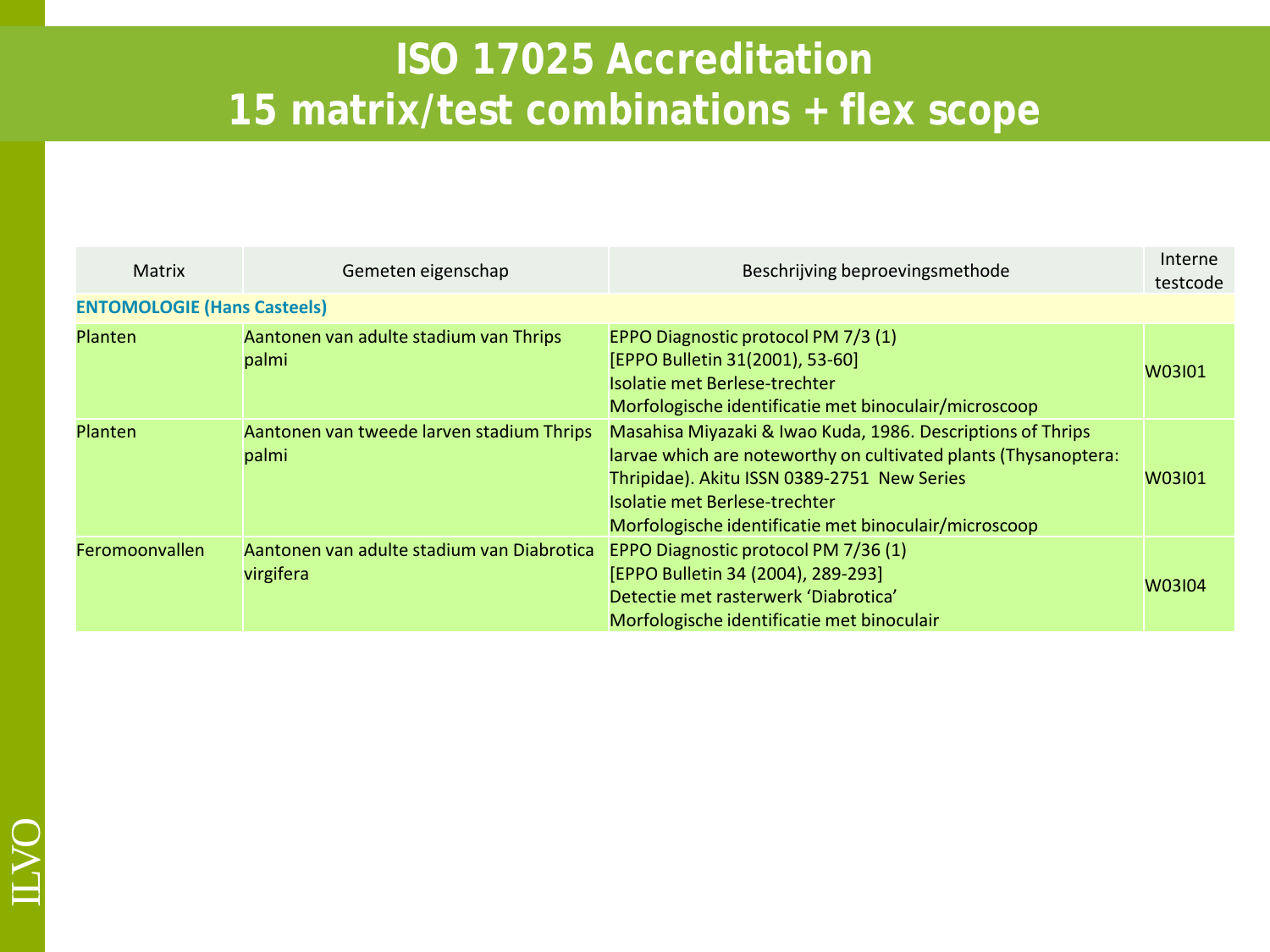# ISO 17025 Accreditation
# 15 matrix/test combinations + flex scope

| Matrix | Gemeten eigenschap | Beschrijving beproevingsmethode | Interne testcode |
|---|---|---|---|
| **ENTOMOLOGIE (Hans Casteels)** | | | |
| Planten | Aantonen van adulte stadium van Thrips palmi | EPPO Diagnostic protocol PM 7/3 (1)<br>[EPPO Bulletin 31(2001), 53-60]<br>Isolatie met Berlese-trechter<br>Morfologische identificatie met binoculair/microscoop | W03I01 |
| Planten | Aantonen van tweede larven stadium Thrips palmi | Masahisa Miyazaki & Iwao Kuda, 1986. Descriptions of Thrips larvae which are noteworthy on cultivated plants (Thysanoptera: Thripidae). Akitu ISSN 0389-2751 New Series<br>Isolatie met Berlese-trechter<br>Morfologische identificatie met binoculair/microscoop | W03I01 |
| Feromoonvallen | Aantonen van adulte stadium van Diabrotica virgifera | EPPO Diagnostic protocol PM 7/36 (1)<br>[EPPO Bulletin 34 (2004), 289-293]<br>Detectie met rasterwerk 'Diabrotica'<br>Morfologische identificatie met binoculair | W03I04 |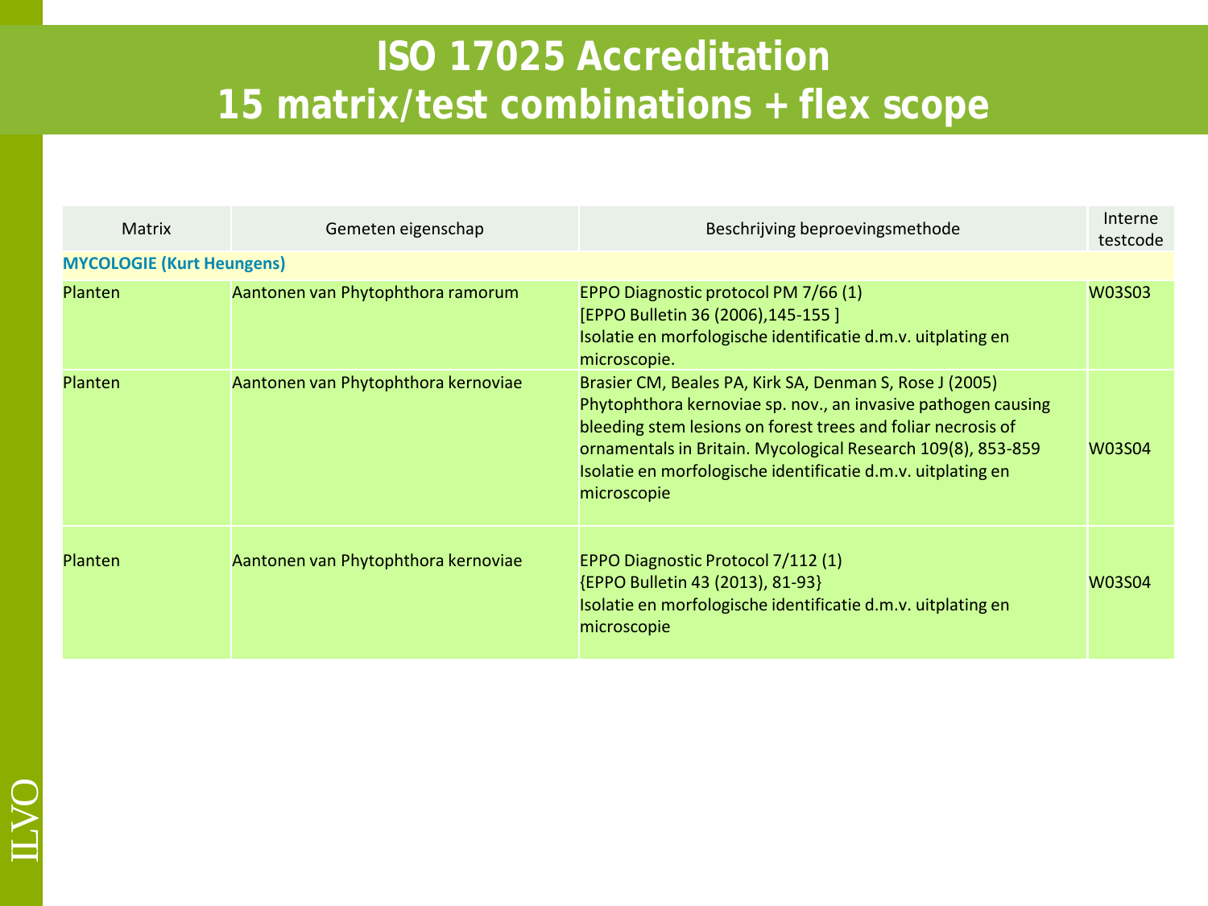# ISO 17025 Accreditation
# 15 matrix/test combinations + flex scope

| Matrix | Gemeten eigenschap | Beschrijving beproevingsmethode | Interne testcode |
|---|---|---|---|
| **MYCOLOGIE (Kurt Heungens)** | | | |
| Planten | Aantonen van Phytophthora ramorum | EPPO Diagnostic protocol PM 7/66 (1)<br>[EPPO Bulletin 36 (2006),145-155 ]<br>Isolatie en morfologische identificatie d.m.v. uitplating en microscopie. | W03S03 |
| Planten | Aantonen van Phytophthora kernoviae | Brasier CM, Beales PA, Kirk SA, Denman S, Rose J (2005) Phytophthora kernoviae sp. nov., an invasive pathogen causing bleeding stem lesions on forest trees and foliar necrosis of ornamentals in Britain. Mycological Research 109(8), 853-859<br>Isolatie en morfologische identificatie d.m.v. uitplating en microscopie | W03S04 |
| Planten | Aantonen van Phytophthora kernoviae | EPPO Diagnostic Protocol 7/112 (1)<br>{EPPO Bulletin 43 (2013), 81-93}<br>Isolatie en morfologische identificatie d.m.v. uitplating en microscopie | W03S04 |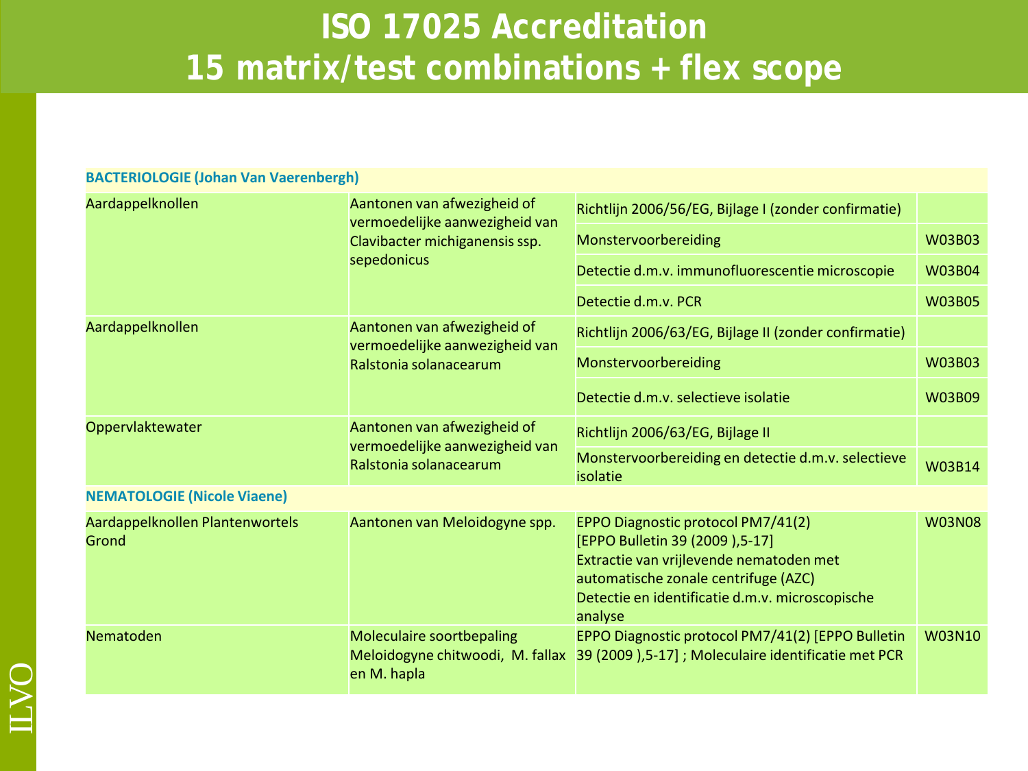# ISO 17025 Accreditation
# 15 matrix/test combinations + flex scope

| **BACTERIOLOGIE (Johan Van Vaerenbergh)** | | | |
|---|---|---|---|
| Aardappelknollen | Aantonen van afwezigheid of vermoedelijke aanwezigheid van Clavibacter michiganensis ssp. sepedonicus | Richtlijn 2006/56/EG, Bijlage I (zonder confirmatie) | |
| | | Monstervoorbereiding | W03B03 |
| | | Detectie d.m.v. immunofluorescentie microscopie | W03B04 |
| | | Detectie d.m.v. PCR | W03B05 |
| Aardappelknollen | Aantonen van afwezigheid of vermoedelijke aanwezigheid van Ralstonia solanacearum | Richtlijn 2006/63/EG, Bijlage II (zonder confirmatie) | |
| | | Monstervoorbereiding | W03B03 |
| | | Detectie d.m.v. selectieve isolatie | W03B09 |
| Oppervlaktewater | Aantonen van afwezigheid of vermoedelijke aanwezigheid van Ralstonia solanacearum | Richtlijn 2006/63/EG, Bijlage II | |
| | | Monstervoorbereiding en detectie d.m.v. selectieve isolatie | W03B14 |
| **NEMATOLOGIE (Nicole Viaene)** | | | |
| Aardappelknollen Plantenwortels Grond | Aantonen van Meloidogyne spp. | EPPO Diagnostic protocol PM7/41(2) [EPPO Bulletin 39 (2009 ),5-17] Extractie van vrijlevende nematoden met automatische zonale centrifuge (AZC) Detectie en identificatie d.m.v. microscopische analyse | W03N08 |
| Nematoden | Moleculaire soortbepaling Meloidogyne chitwoodi, M. fallax en M. hapla | EPPO Diagnostic protocol PM7/41(2) [EPPO Bulletin 39 (2009 ),5-17] ; Moleculaire identificatie met PCR | W03N10 |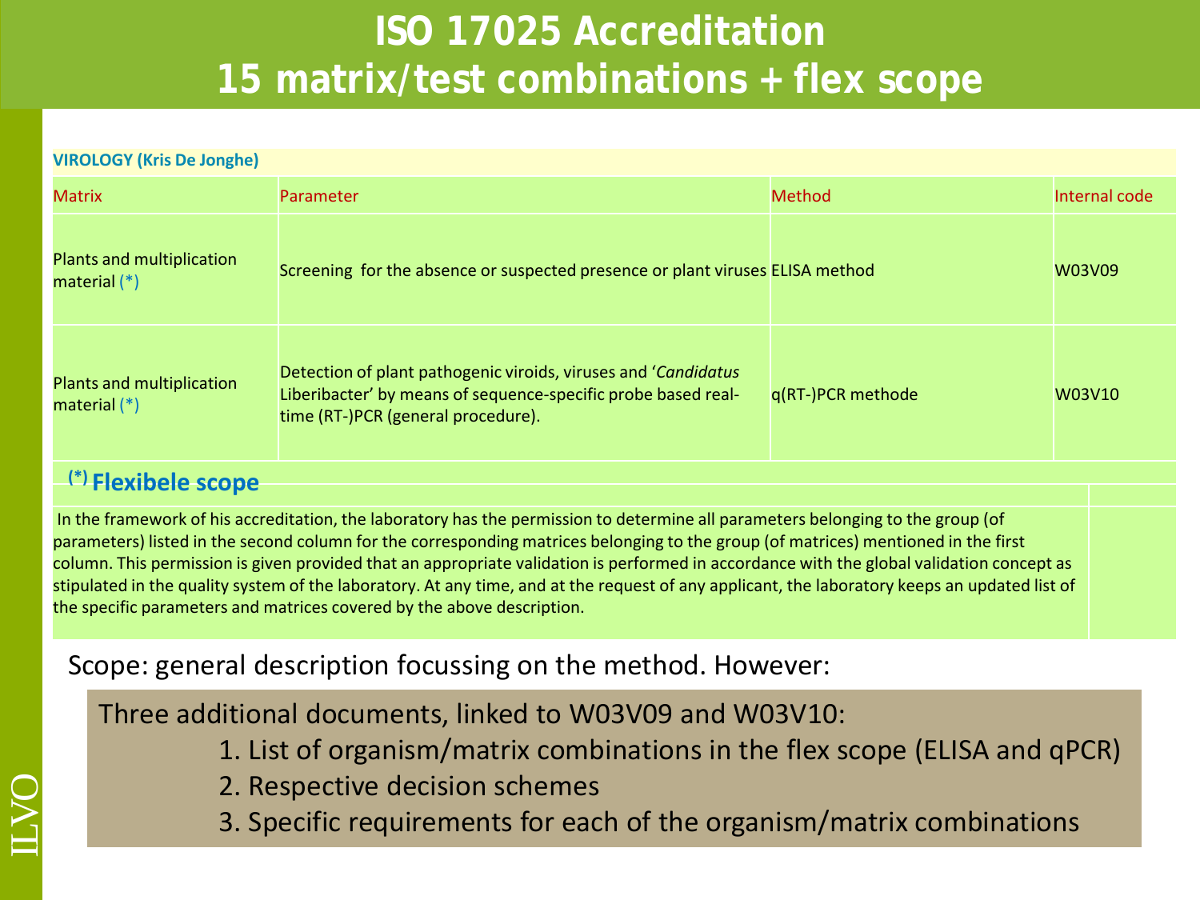# ISO 17025 Accreditation
# 15 matrix/test combinations + flex scope

**VIROLOGY (Kris De Jonghe)**

| Matrix | Parameter | Method | Internal code |
|---|---|---|---|
| Plants and multiplication material (*) | Screening for the absence or suspected presence or plant viruses | ELISA method | W03V09 |
| Plants and multiplication material (*) | Detection of plant pathogenic viroids, viruses and '*Candidatus* Liberibacter' by means of sequence-specific probe based real-time (RT-)PCR (general procedure). | q(RT-)PCR methode | W03V10 |

**(*) Flexibele scope**

In the framework of his accreditation, the laboratory has the permission to determine all parameters belonging to the group (of parameters) listed in the second column for the corresponding matrices belonging to the group (of matrices) mentioned in the first column. This permission is given provided that an appropriate validation is performed in accordance with the global validation concept as stipulated in the quality system of the laboratory. At any time, and at the request of any applicant, the laboratory keeps an updated list of the specific parameters and matrices covered by the above description.

Scope: general description focussing on the method. However:

Three additional documents, linked to W03V09 and W03V10:

1. List of organism/matrix combinations in the flex scope (ELISA and qPCR)
2. Respective decision schemes
3. Specific requirements for each of the organism/matrix combinations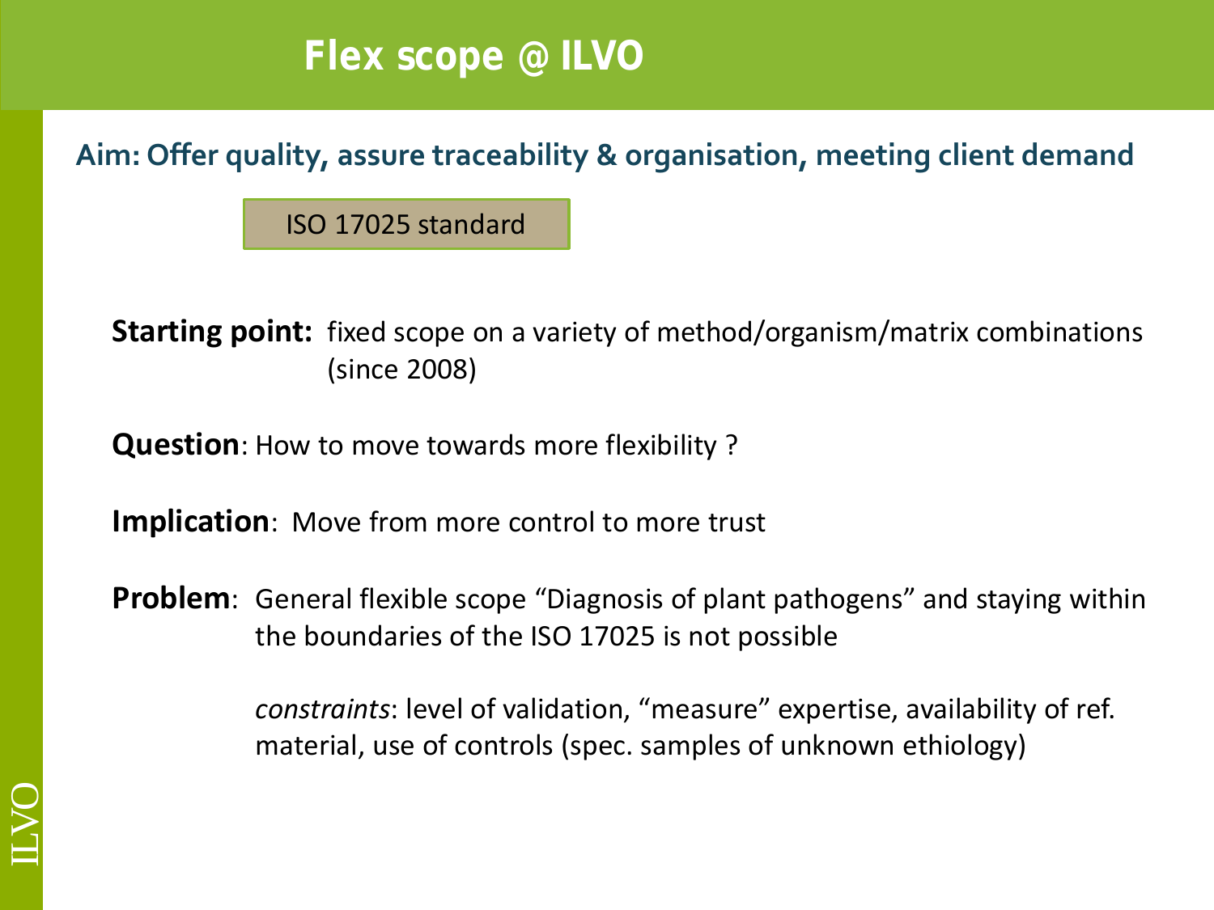# Flex scope @ ILVO

**Aim: Offer quality, assure traceability & organisation, meeting client demand**

ISO 17025 standard

**Starting point:** fixed scope on a variety of method/organism/matrix combinations (since 2008)

**Question**: How to move towards more flexibility ?

**Implication**: Move from more control to more trust

**Problem**: General flexible scope "Diagnosis of plant pathogens" and staying within the boundaries of the ISO 17025 is not possible

*constraints*: level of validation, "measure" expertise, availability of ref. material, use of controls (spec. samples of unknown ethiology)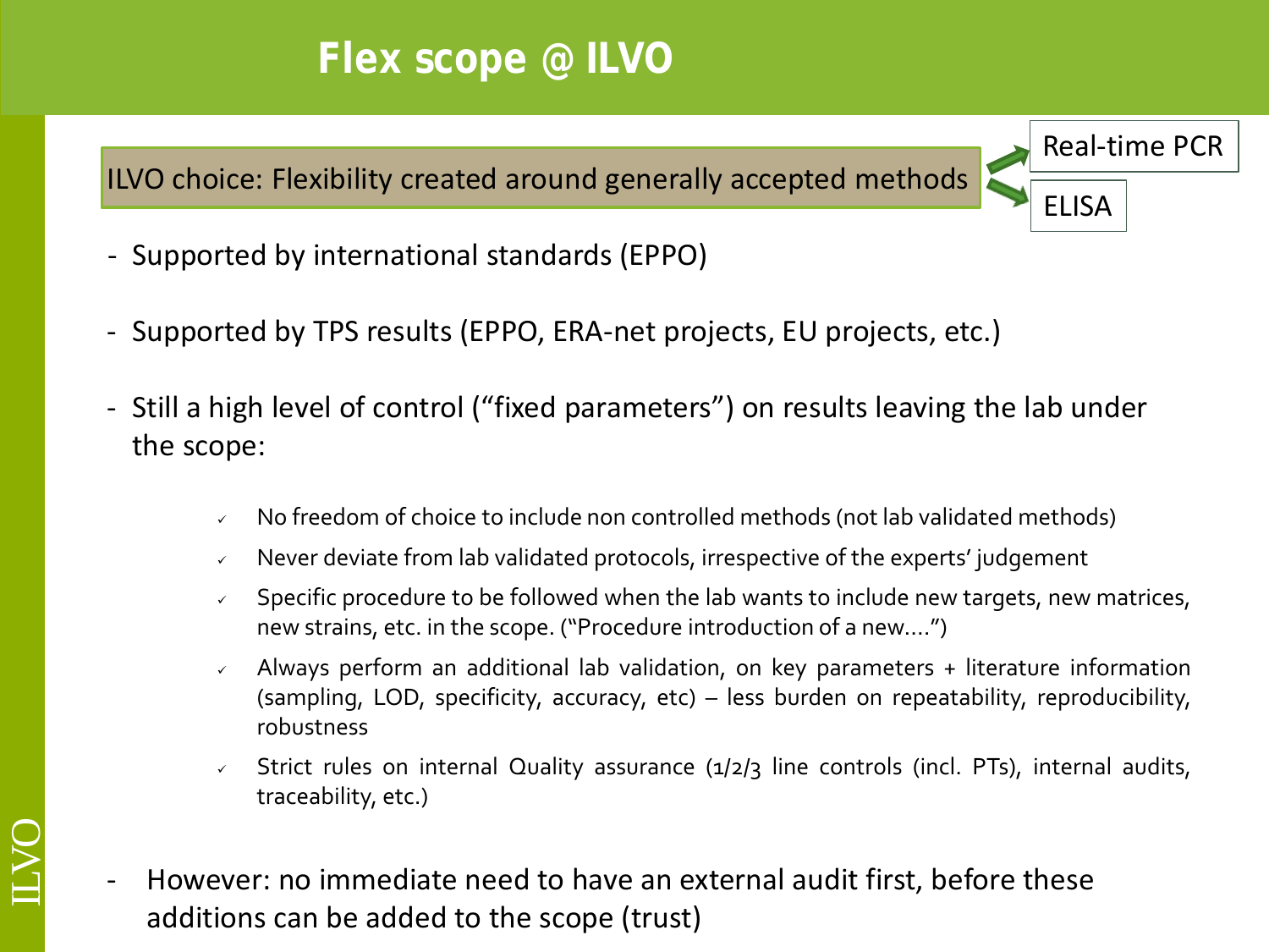# Flex scope @ ILVO

ILVO choice: Flexibility created around generally accepted methods → Real-time PCR, ELISA

- Supported by international standards (EPPO)
- Supported by TPS results (EPPO, ERA-net projects, EU projects, etc.)
- Still a high level of control ("fixed parameters") on results leaving the lab under the scope:
  - ✓ No freedom of choice to include non controlled methods (not lab validated methods)
  - ✓ Never deviate from lab validated protocols, irrespective of the experts' judgement
  - ✓ Specific procedure to be followed when the lab wants to include new targets, new matrices, new strains, etc. in the scope. ("Procedure introduction of a new….")
  - ✓ Always perform an additional lab validation, on key parameters + literature information (sampling, LOD, specificity, accuracy, etc) – less burden on repeatability, reproducibility, robustness
  - ✓ Strict rules on internal Quality assurance (1/2/3 line controls (incl. PTs), internal audits, traceability, etc.)
- However: no immediate need to have an external audit first, before these additions can be added to the scope (trust)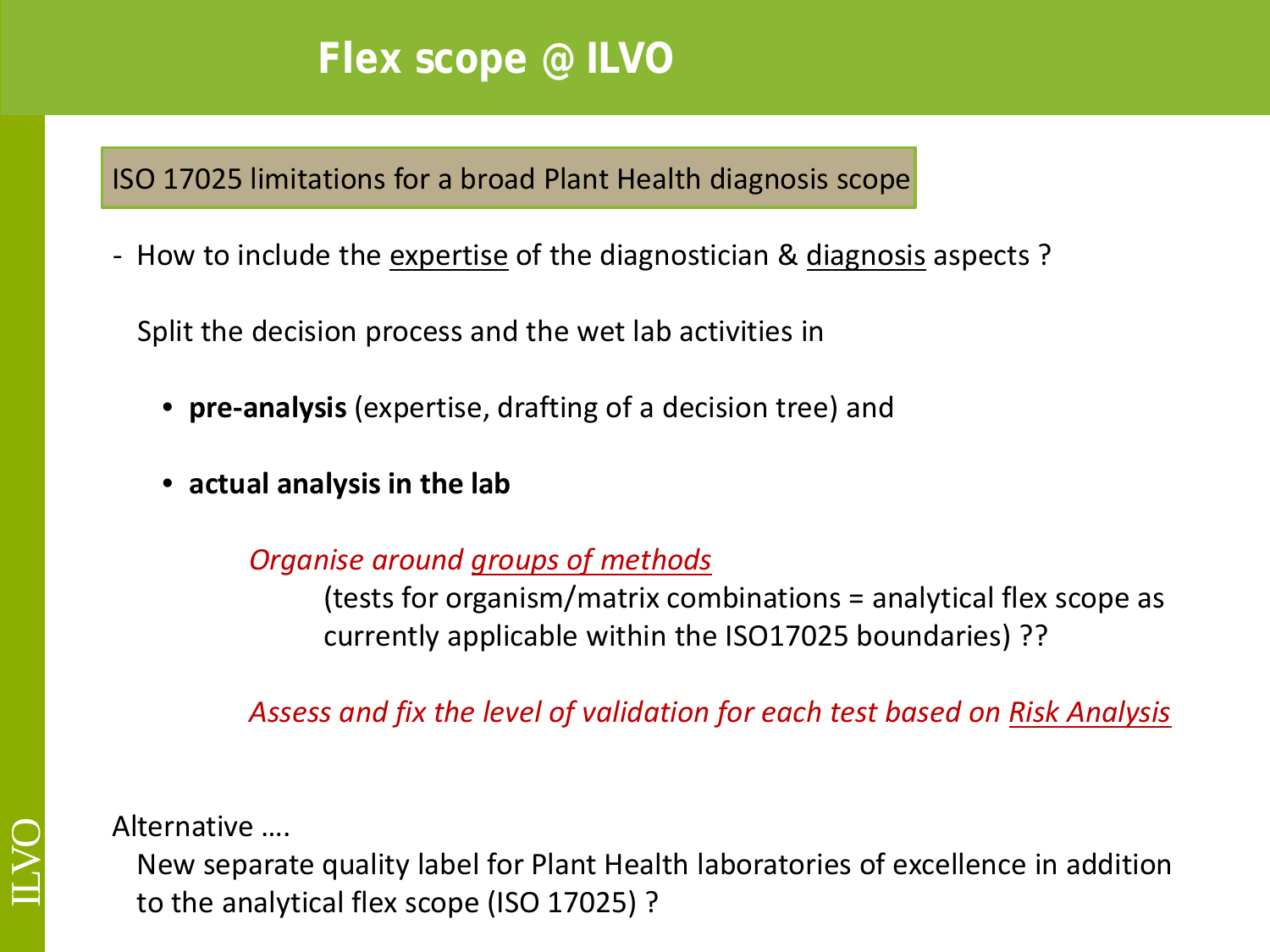# Flex scope @ ILVO

**ISO 17025 limitations for a broad Plant Health diagnosis scope**

- How to include the expertise of the diagnostician & diagnosis aspects ?

  Split the decision process and the wet lab activities in

  - **pre-analysis** (expertise, drafting of a decision tree) and
  - **actual analysis in the lab**

    *Organise around groups of methods*

    (tests for organism/matrix combinations = analytical flex scope as currently applicable within the ISO17025 boundaries) ??

    *Assess and fix the level of validation for each test based on Risk Analysis*

Alternative ….

New separate quality label for Plant Health laboratories of excellence in addition to the analytical flex scope (ISO 17025) ?

ILVO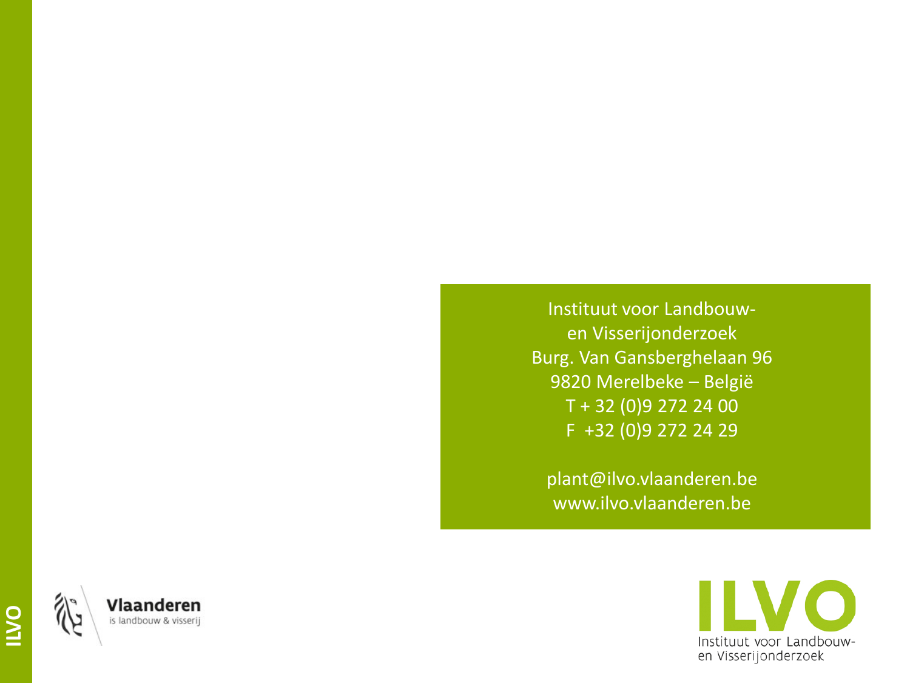Instituut voor Landbouw-
en Visserijonderzoek
Burg. Van Gansberghelaan 96
9820 Merelbeke – België
T + 32 (0)9 272 24 00
F +32 (0)9 272 24 29

plant@ilvo.vlaanderen.be
www.ilvo.vlaanderen.be

Vlaanderen
is landbouw & visserij

ILVO
Instituut voor Landbouw-
en Visserijonderzoek